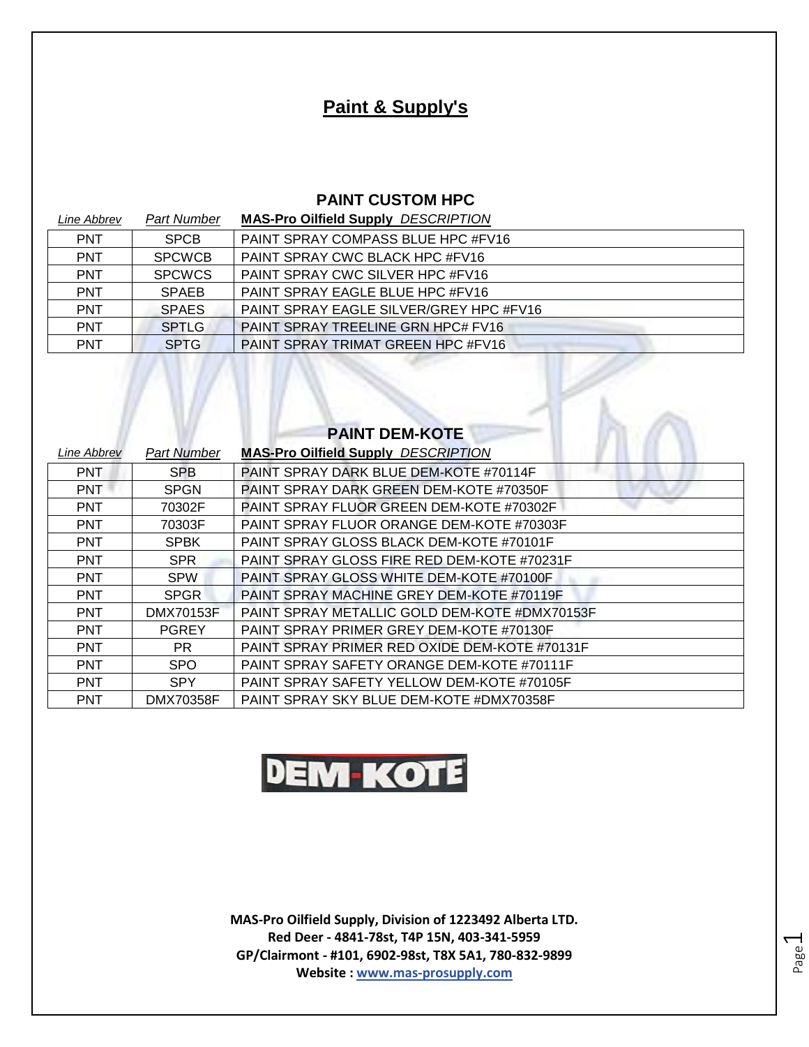# Paint & Supply's

## PAINT CUSTOM HPC

| *Line Abbrev* | *Part Number* | **MAS-Pro Oilfield Supply** *DESCRIPTION* |
|---|---|---|
| PNT | SPCB | PAINT SPRAY COMPASS BLUE HPC #FV16 |
| PNT | SPCWCB | PAINT SPRAY CWC BLACK HPC #FV16 |
| PNT | SPCWCS | PAINT SPRAY CWC SILVER HPC #FV16 |
| PNT | SPAEB | PAINT SPRAY EAGLE BLUE HPC #FV16 |
| PNT | SPAES | PAINT SPRAY EAGLE SILVER/GREY HPC #FV16 |
| PNT | SPTLG | PAINT SPRAY TREELINE GRN HPC# FV16 |
| PNT | SPTG | PAINT SPRAY TRIMAT GREEN HPC #FV16 |

## PAINT DEM-KOTE

| *Line Abbrev* | *Part Number* | **MAS-Pro Oilfield Supply** *DESCRIPTION* |
|---|---|---|
| PNT | SPB | PAINT SPRAY DARK BLUE DEM-KOTE #70114F |
| PNT | SPGN | PAINT SPRAY DARK GREEN DEM-KOTE #70350F |
| PNT | 70302F | PAINT SPRAY FLUOR GREEN DEM-KOTE #70302F |
| PNT | 70303F | PAINT SPRAY FLUOR ORANGE DEM-KOTE #70303F |
| PNT | SPBK | PAINT SPRAY GLOSS BLACK DEM-KOTE #70101F |
| PNT | SPR | PAINT SPRAY GLOSS FIRE RED DEM-KOTE #70231F |
| PNT | SPW | PAINT SPRAY GLOSS WHITE DEM-KOTE #70100F |
| PNT | SPGR | PAINT SPRAY MACHINE GREY DEM-KOTE #70119F |
| PNT | DMX70153F | PAINT SPRAY METALLIC GOLD DEM-KOTE #DMX70153F |
| PNT | PGREY | PAINT SPRAY PRIMER GREY DEM-KOTE #70130F |
| PNT | PR | PAINT SPRAY PRIMER RED OXIDE DEM-KOTE #70131F |
| PNT | SPO | PAINT SPRAY SAFETY ORANGE DEM-KOTE #70111F |
| PNT | SPY | PAINT SPRAY SAFETY YELLOW DEM-KOTE #70105F |
| PNT | DMX70358F | PAINT SPRAY SKY BLUE DEM-KOTE #DMX70358F |

DEM-KOTE

**MAS-Pro Oilfield Supply, Division of 1223492 Alberta LTD.**
**Red Deer - 4841-78st, T4P 15N, 403-341-5959**
**GP/Clairmont - #101, 6902-98st, T8X 5A1, 780-832-9899**
**Website : www.mas-prosupply.com**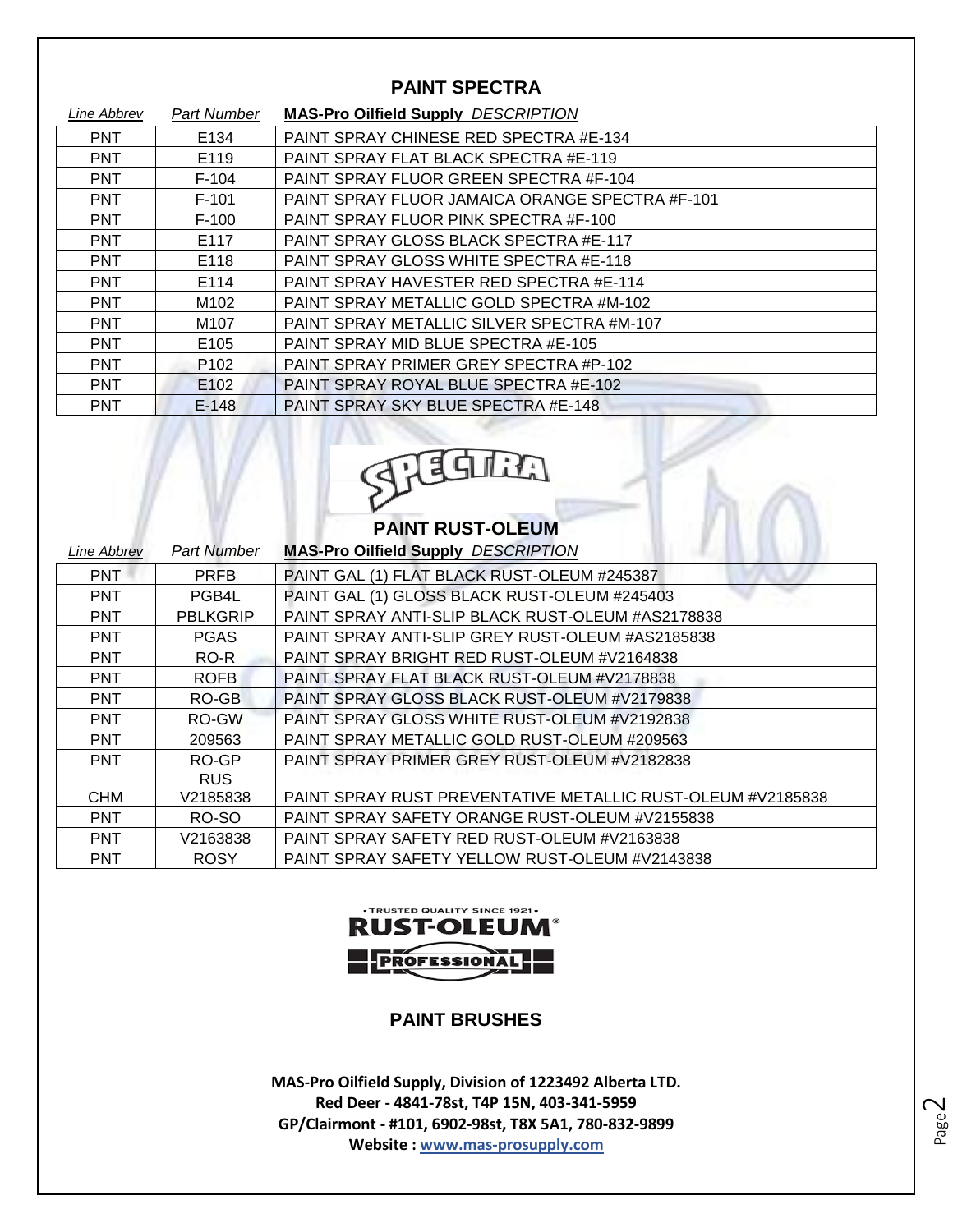## PAINT SPECTRA

| *Line Abbrev* | *Part Number* | **MAS-Pro Oilfield Supply** *DESCRIPTION* |
|---|---|---|
| PNT | E134 | PAINT SPRAY CHINESE RED SPECTRA #E-134 |
| PNT | E119 | PAINT SPRAY FLAT BLACK SPECTRA #E-119 |
| PNT | F-104 | PAINT SPRAY FLUOR GREEN SPECTRA #F-104 |
| PNT | F-101 | PAINT SPRAY FLUOR JAMAICA ORANGE SPECTRA #F-101 |
| PNT | F-100 | PAINT SPRAY FLUOR PINK SPECTRA #F-100 |
| PNT | E117 | PAINT SPRAY GLOSS BLACK SPECTRA #E-117 |
| PNT | E118 | PAINT SPRAY GLOSS WHITE SPECTRA #E-118 |
| PNT | E114 | PAINT SPRAY HAVESTER RED SPECTRA #E-114 |
| PNT | M102 | PAINT SPRAY METALLIC GOLD SPECTRA #M-102 |
| PNT | M107 | PAINT SPRAY METALLIC SILVER SPECTRA #M-107 |
| PNT | E105 | PAINT SPRAY MID BLUE SPECTRA #E-105 |
| PNT | P102 | PAINT SPRAY PRIMER GREY SPECTRA #P-102 |
| PNT | E102 | PAINT SPRAY ROYAL BLUE SPECTRA #E-102 |
| PNT | E-148 | PAINT SPRAY SKY BLUE SPECTRA #E-148 |

SPECTRA

## PAINT RUST-OLEUM

| *Line Abbrev* | *Part Number* | **MAS-Pro Oilfield Supply** *DESCRIPTION* |
|---|---|---|
| PNT | PRFB | PAINT GAL (1) FLAT BLACK RUST-OLEUM #245387 |
| PNT | PGB4L | PAINT GAL (1) GLOSS BLACK RUST-OLEUM #245403 |
| PNT | PBLKGRIP | PAINT SPRAY ANTI-SLIP BLACK RUST-OLEUM #AS2178838 |
| PNT | PGAS | PAINT SPRAY ANTI-SLIP GREY RUST-OLEUM #AS2185838 |
| PNT | RO-R | PAINT SPRAY BRIGHT RED RUST-OLEUM #V2164838 |
| PNT | ROFB | PAINT SPRAY FLAT BLACK RUST-OLEUM #V2178838 |
| PNT | RO-GB | PAINT SPRAY GLOSS BLACK RUST-OLEUM #V2179838 |
| PNT | RO-GW | PAINT SPRAY GLOSS WHITE RUST-OLEUM #V2192838 |
| PNT | 209563 | PAINT SPRAY METALLIC GOLD RUST-OLEUM #209563 |
| PNT | RO-GP | PAINT SPRAY PRIMER GREY RUST-OLEUM #V2182838 |
| CHM | RUS V2185838 | PAINT SPRAY RUST PREVENTATIVE METALLIC RUST-OLEUM #V2185838 |
| PNT | RO-SO | PAINT SPRAY SAFETY ORANGE RUST-OLEUM #V2155838 |
| PNT | V2163838 | PAINT SPRAY SAFETY RED RUST-OLEUM #V2163838 |
| PNT | ROSY | PAINT SPRAY SAFETY YELLOW RUST-OLEUM #V2143838 |

- TRUSTED QUALITY SINCE 1921 -
RUST-OLEUM®
PROFESSIONAL

## PAINT BRUSHES

**MAS-Pro Oilfield Supply, Division of 1223492 Alberta LTD.**
**Red Deer - 4841-78st, T4P 15N, 403-341-5959**
**GP/Clairmont - #101, 6902-98st, T8X 5A1, 780-832-9899**
**Website : www.mas-prosupply.com**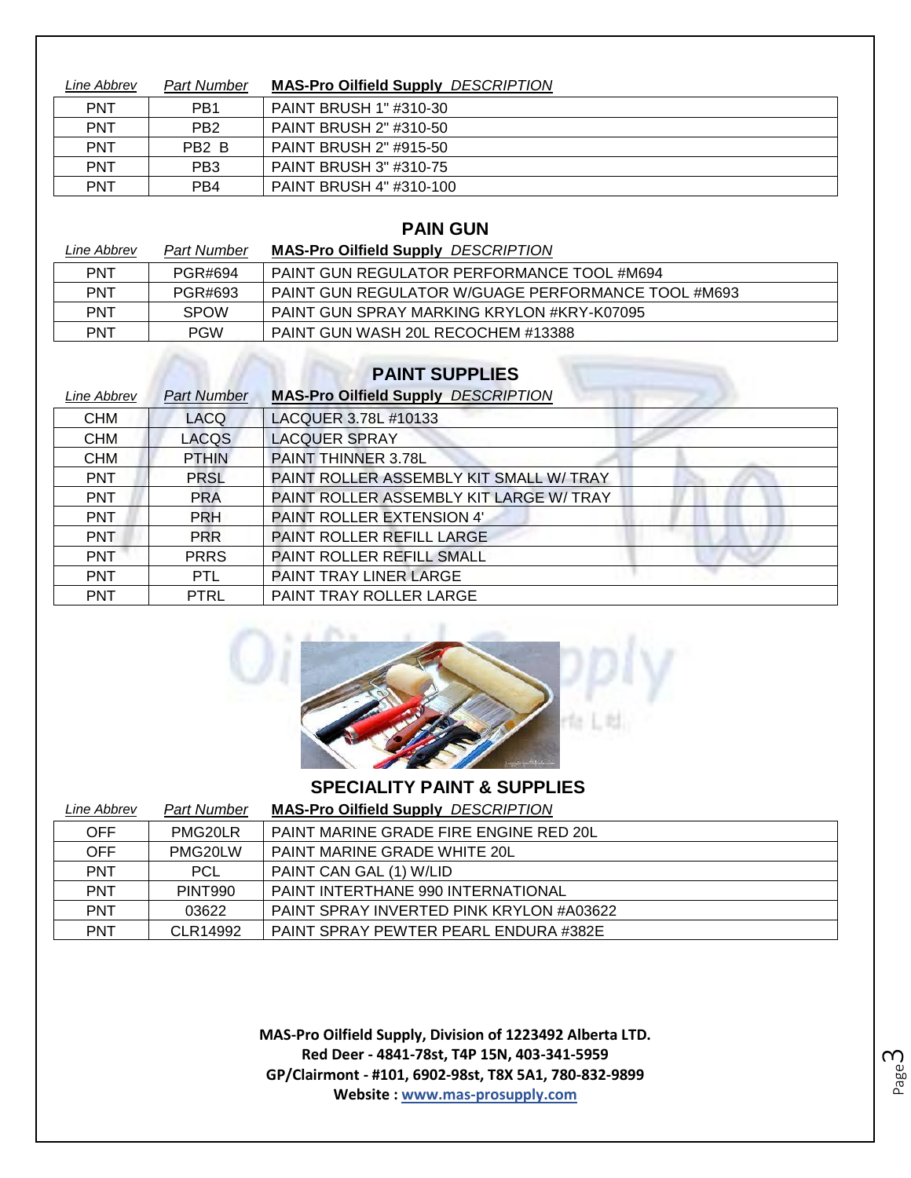| *Line Abbrev* | *Part Number* | **MAS-Pro Oilfield Supply** *DESCRIPTION* |
|---|---|---|
| PNT | PB1 | PAINT BRUSH 1" #310-30 |
| PNT | PB2 | PAINT BRUSH 2" #310-50 |
| PNT | PB2 B | PAINT BRUSH 2" #915-50 |
| PNT | PB3 | PAINT BRUSH 3" #310-75 |
| PNT | PB4 | PAINT BRUSH 4" #310-100 |

## PAIN GUN

| *Line Abbrev* | *Part Number* | **MAS-Pro Oilfield Supply** *DESCRIPTION* |
|---|---|---|
| PNT | PGR#694 | PAINT GUN REGULATOR PERFORMANCE TOOL #M694 |
| PNT | PGR#693 | PAINT GUN REGULATOR W/GUAGE PERFORMANCE TOOL #M693 |
| PNT | SPOW | PAINT GUN SPRAY MARKING KRYLON #KRY-K07095 |
| PNT | PGW | PAINT GUN WASH 20L RECOCHEM #13388 |

## PAINT SUPPLIES

| *Line Abbrev* | *Part Number* | **MAS-Pro Oilfield Supply** *DESCRIPTION* |
|---|---|---|
| CHM | LACQ | LACQUER 3.78L #10133 |
| CHM | LACQS | LACQUER SPRAY |
| CHM | PTHIN | PAINT THINNER 3.78L |
| PNT | PRSL | PAINT ROLLER ASSEMBLY KIT SMALL W/ TRAY |
| PNT | PRA | PAINT ROLLER ASSEMBLY KIT LARGE W/ TRAY |
| PNT | PRH | PAINT ROLLER EXTENSION 4' |
| PNT | PRR | PAINT ROLLER REFILL LARGE |
| PNT | PRRS | PAINT ROLLER REFILL SMALL |
| PNT | PTL | PAINT TRAY LINER LARGE |
| PNT | PTRL | PAINT TRAY ROLLER LARGE |

## SPECIALITY PAINT & SUPPLIES

| *Line Abbrev* | *Part Number* | **MAS-Pro Oilfield Supply** *DESCRIPTION* |
|---|---|---|
| OFF | PMG20LR | PAINT MARINE GRADE FIRE ENGINE RED 20L |
| OFF | PMG20LW | PAINT MARINE GRADE WHITE 20L |
| PNT | PCL | PAINT CAN GAL (1) W/LID |
| PNT | PINT990 | PAINT INTERTHANE 990 INTERNATIONAL |
| PNT | 03622 | PAINT SPRAY INVERTED PINK KRYLON #A03622 |
| PNT | CLR14992 | PAINT SPRAY PEWTER PEARL ENDURA #382E |

**MAS-Pro Oilfield Supply, Division of 1223492 Alberta LTD.**
**Red Deer - 4841-78st, T4P 15N, 403-341-5959**
**GP/Clairmont - #101, 6902-98st, T8X 5A1, 780-832-9899**
**Website : www.mas-prosupply.com**